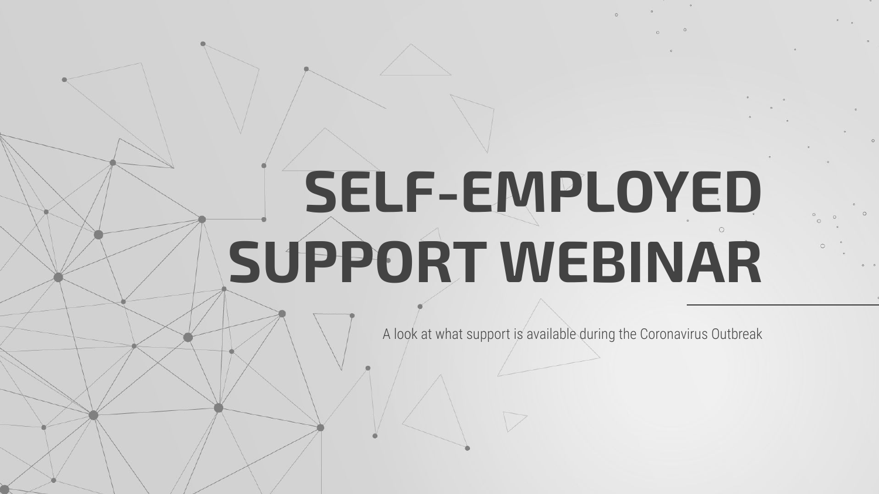# SELF-EMPLOYED SUPPORT WEBINAR

A look at what support is available during the Coronavirus Outbreak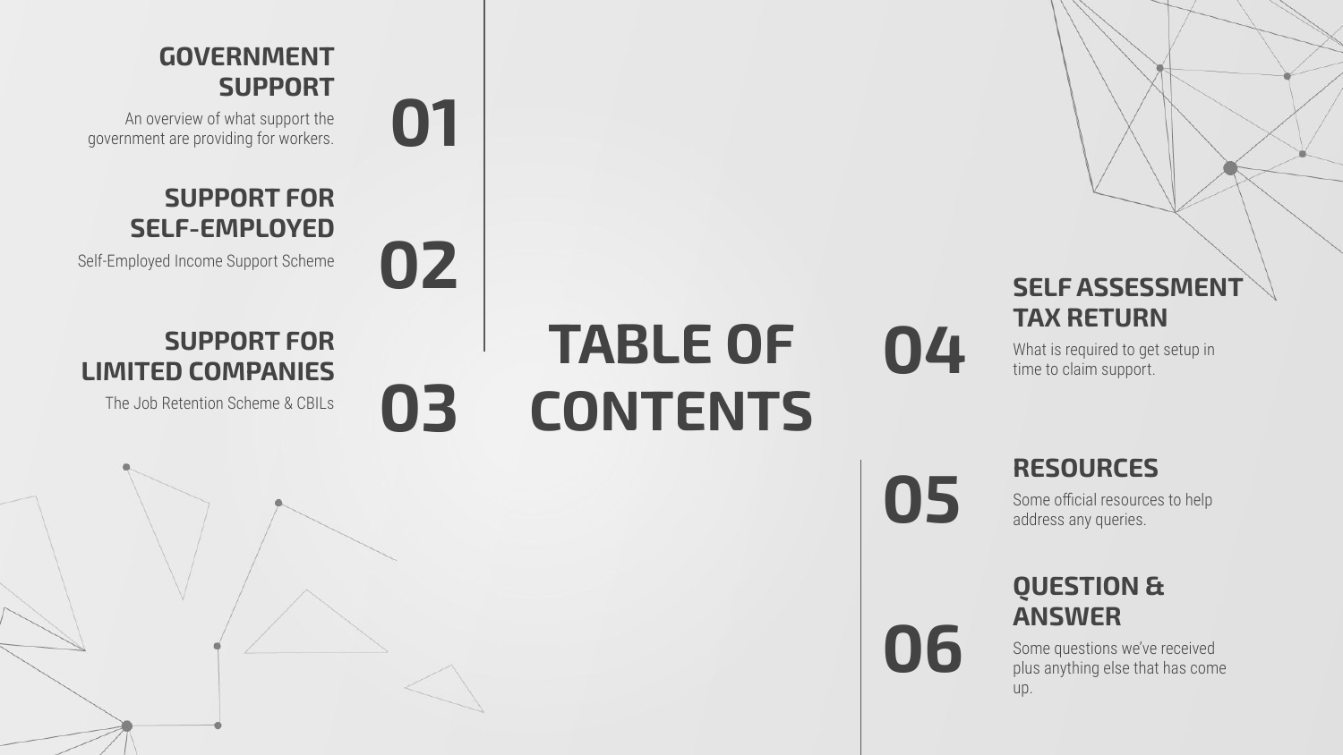# TABLE OF CONTENTS

## 01 GOVERNMENT SUPPORT

An overview of what support the government are providing for workers.

## 02 SUPPORT FOR SELF-EMPLOYED

Self-Employed Income Support Scheme

## 03 SUPPORT FOR LIMITED COMPANIES

The Job Retention Scheme & CBILs

## 04 SELF ASSESSMENT TAX RETURN

What is required to get setup in time to claim support.

## 05 RESOURCES

Some official resources to help address any queries.

## 06 QUESTION & ANSWER

Some questions we've received plus anything else that has come up.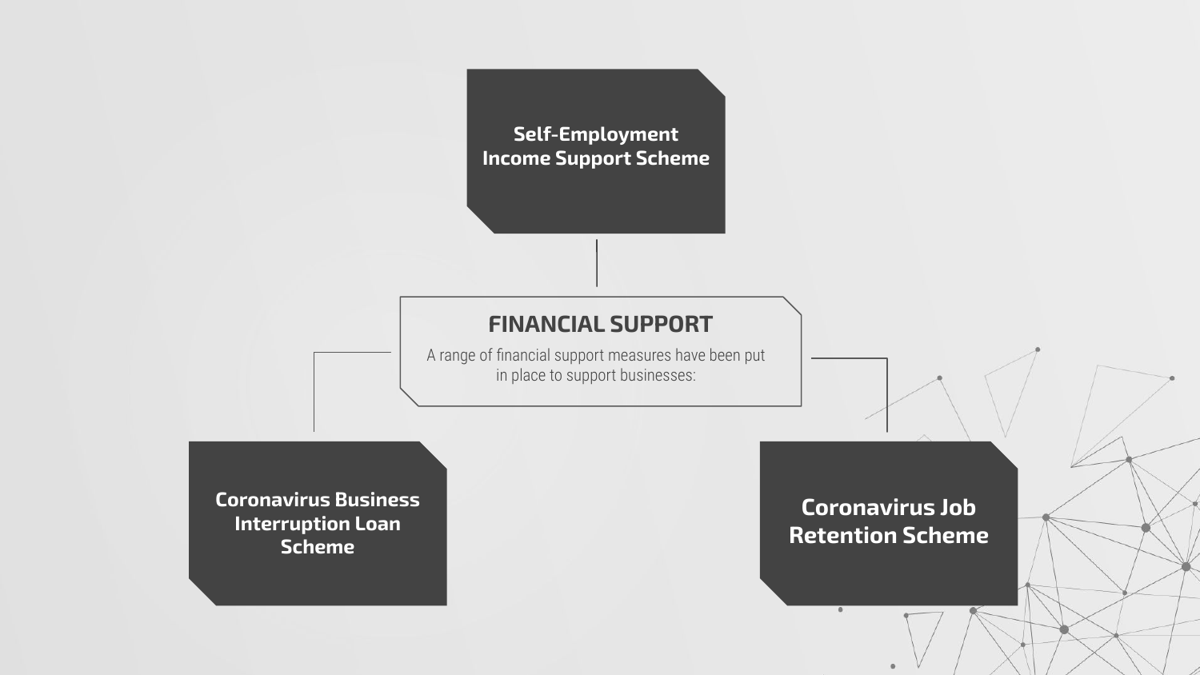## FINANCIAL SUPPORT

A range of financial support measures have been put in place to support businesses:

- **Self-Employment Income Support Scheme**
- **Coronavirus Business Interruption Loan Scheme**
- **Coronavirus Job Retention Scheme**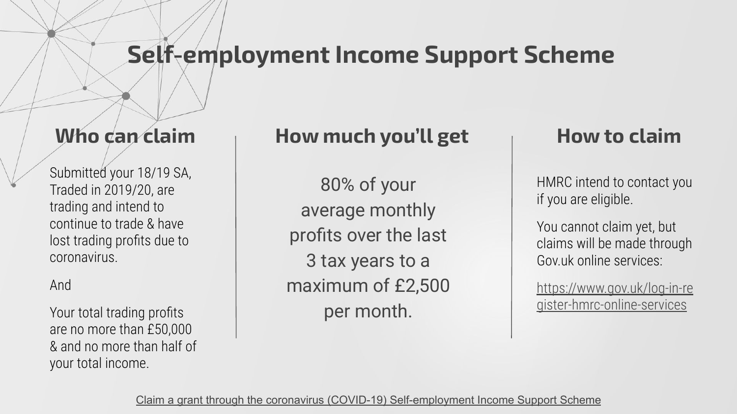# Self-employment Income Support Scheme

## Who can claim

Submitted your 18/19 SA, Traded in 2019/20, are trading and intend to continue to trade & have lost trading profits due to coronavirus.

And

Your total trading profits are no more than £50,000 & and no more than half of your total income.

## How much you'll get

80% of your average monthly profits over the last 3 tax years to a maximum of £2,500 per month.

## How to claim

HMRC intend to contact you if you are eligible.

You cannot claim yet, but claims will be made through Gov.uk online services:

https://www.gov.uk/log-in-register-hmrc-online-services

[Claim a grant through the coronavirus (COVID-19) Self-employment Income Support Scheme]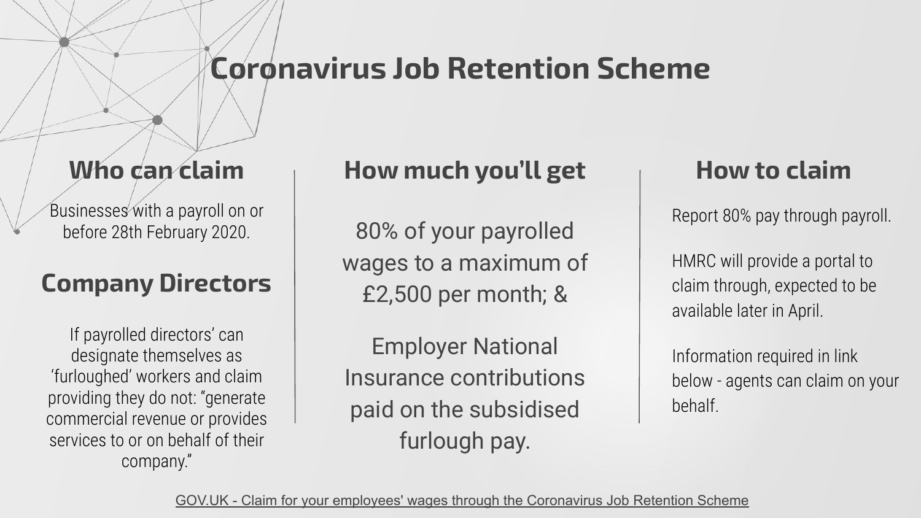# Coronavirus Job Retention Scheme

## Who can claim

Businesses with a payroll on or before 28th February 2020.

## Company Directors

If payrolled directors' can designate themselves as 'furloughed' workers and claim providing they do not: "generate commercial revenue or provides services to or on behalf of their company."

## How much you'll get

80% of your payrolled wages to a maximum of £2,500 per month; &

Employer National Insurance contributions paid on the subsidised furlough pay.

## How to claim

Report 80% pay through payroll.

HMRC will provide a portal to claim through, expected to be available later in April.

Information required in link below - agents can claim on your behalf.

GOV.UK - Claim for your employees' wages through the Coronavirus Job Retention Scheme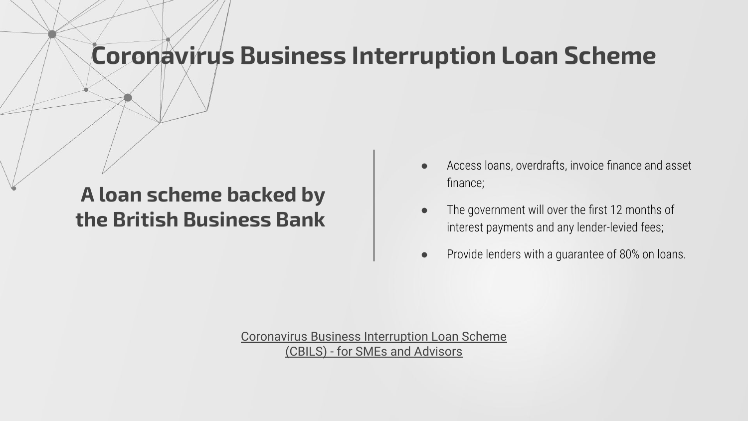# Coronavirus Business Interruption Loan Scheme

## A loan scheme backed by the British Business Bank

- Access loans, overdrafts, invoice finance and asset finance;
- The government will over the first 12 months of interest payments and any lender-levied fees;
- Provide lenders with a guarantee of 80% on loans.

Coronavirus Business Interruption Loan Scheme (CBILS) - for SMEs and Advisors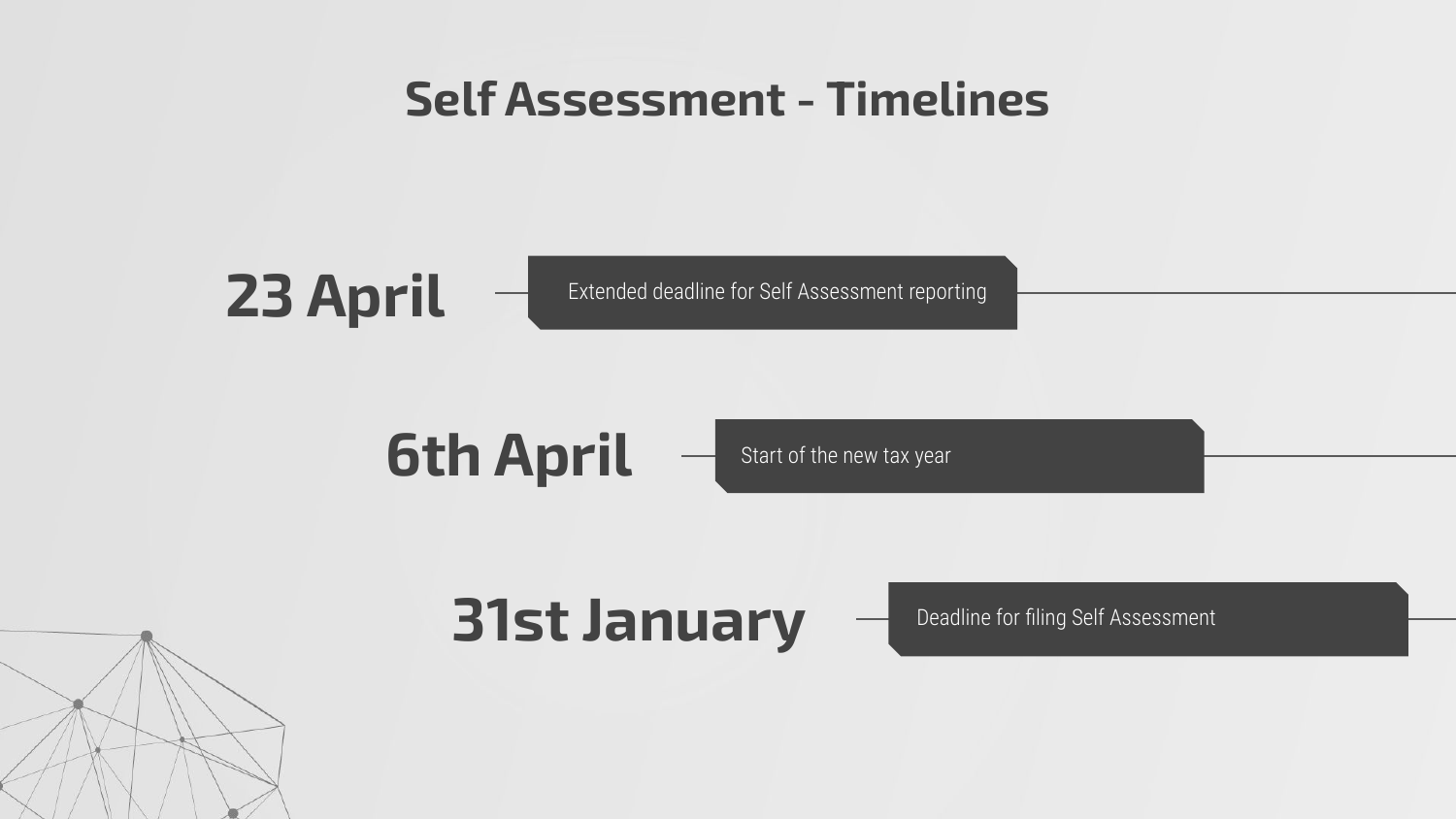# Self Assessment - Timelines

**23 April** — Extended deadline for Self Assessment reporting

**6th April** — Start of the new tax year

**31st January** — Deadline for filing Self Assessment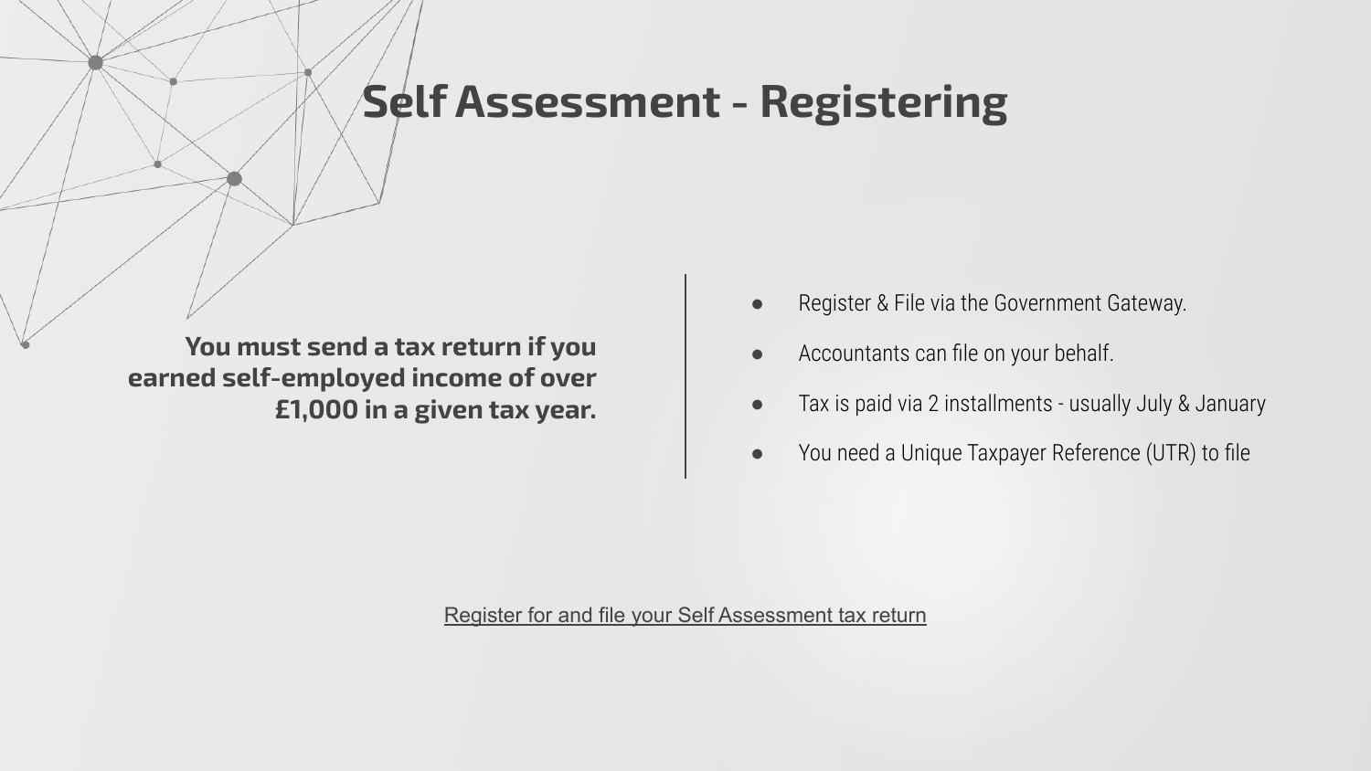# Self Assessment - Registering

**You must send a tax return if you earned self-employed income of over £1,000 in a given tax year.**

- Register & File via the Government Gateway.
- Accountants can file on your behalf.
- Tax is paid via 2 installments - usually July & January
- You need a Unique Taxpayer Reference (UTR) to file

Register for and file your Self Assessment tax return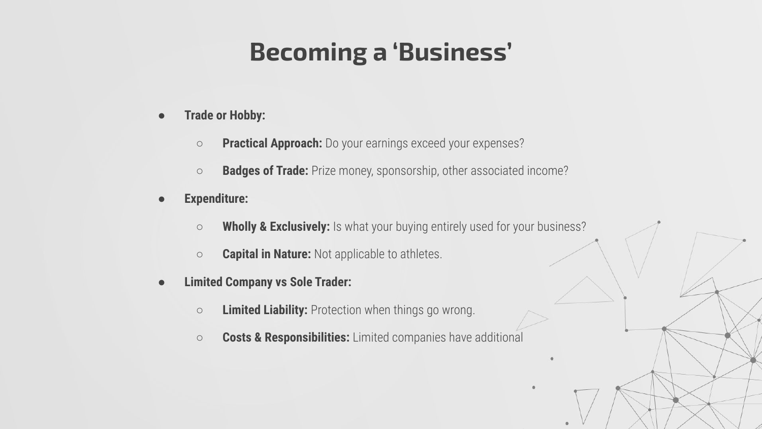# Becoming a ‘Business’

- **Trade or Hobby:**
  - **Practical Approach:** Do your earnings exceed your expenses?
  - **Badges of Trade:** Prize money, sponsorship, other associated income?
- **Expenditure:**
  - **Wholly & Exclusively:** Is what your buying entirely used for your business?
  - **Capital in Nature:** Not applicable to athletes.
- **Limited Company vs Sole Trader:**
  - **Limited Liability:** Protection when things go wrong.
  - **Costs & Responsibilities:** Limited companies have additional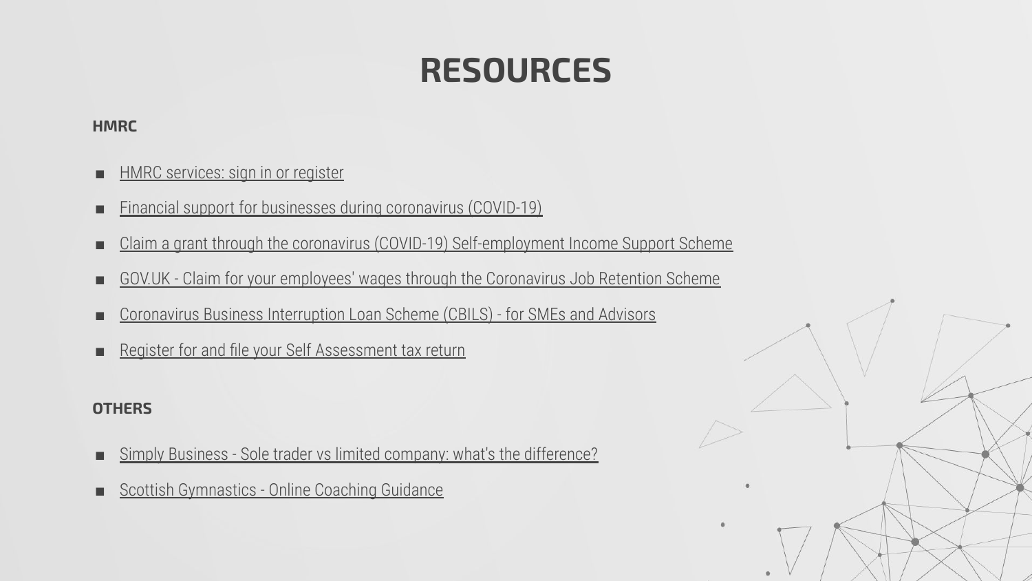# RESOURCES

**HMRC**

- HMRC services: sign in or register
- Financial support for businesses during coronavirus (COVID-19)
- Claim a grant through the coronavirus (COVID-19) Self-employment Income Support Scheme
- GOV.UK - Claim for your employees' wages through the Coronavirus Job Retention Scheme
- Coronavirus Business Interruption Loan Scheme (CBILS) - for SMEs and Advisors
- Register for and file your Self Assessment tax return

**OTHERS**

- Simply Business - Sole trader vs limited company: what's the difference?
- Scottish Gymnastics - Online Coaching Guidance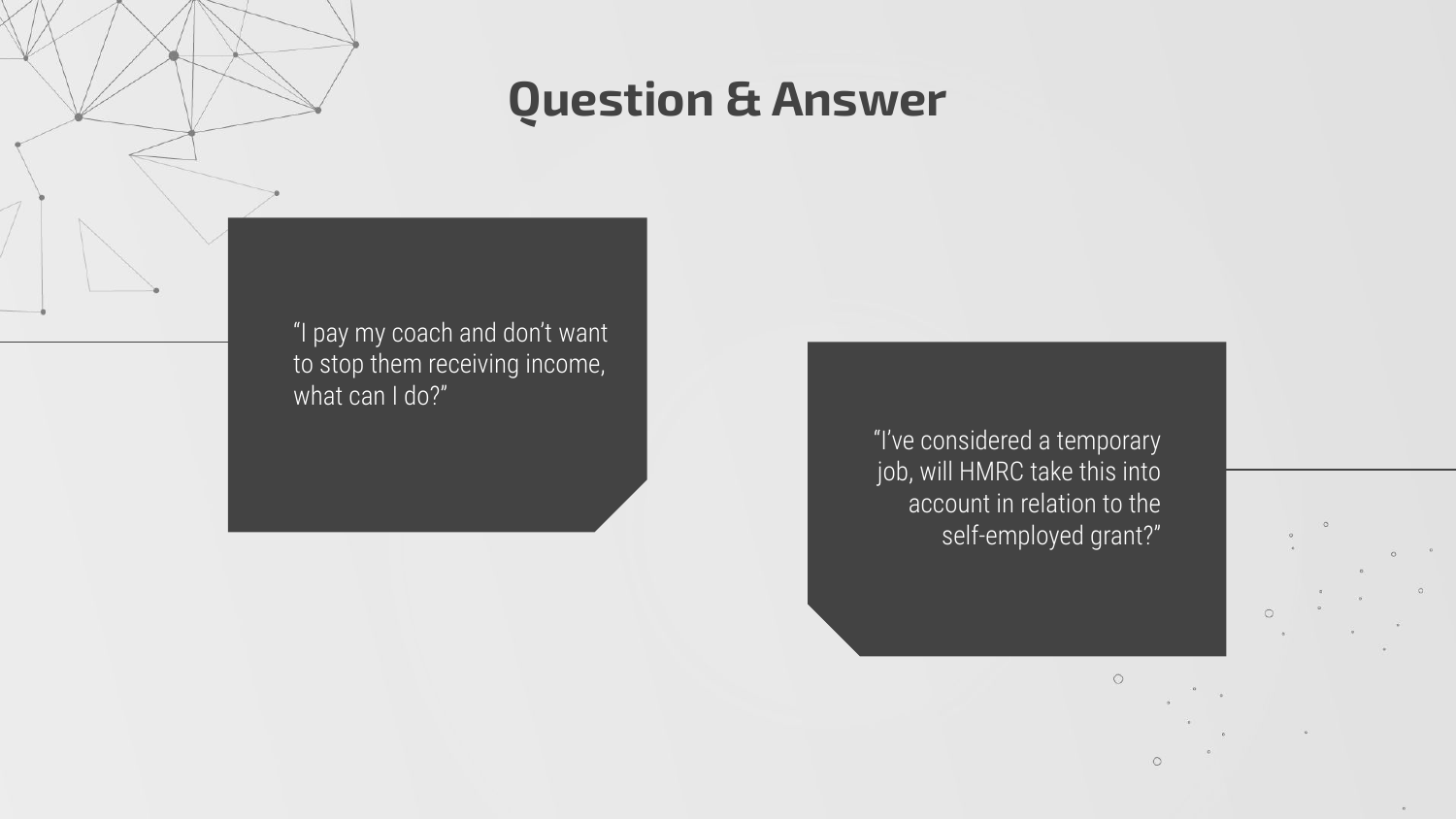# Question & Answer

"I pay my coach and don't want to stop them receiving income, what can I do?"

"I've considered a temporary job, will HMRC take this into account in relation to the self-employed grant?"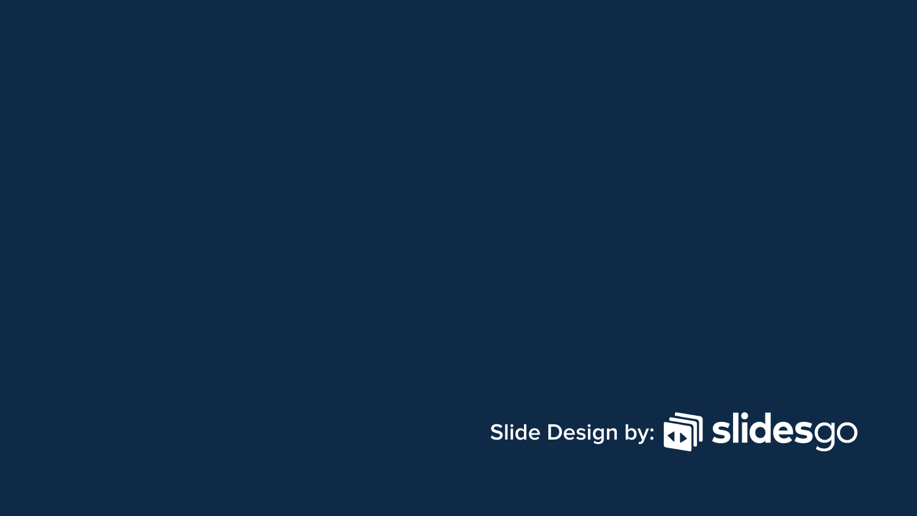Slide Design by: slidesgo